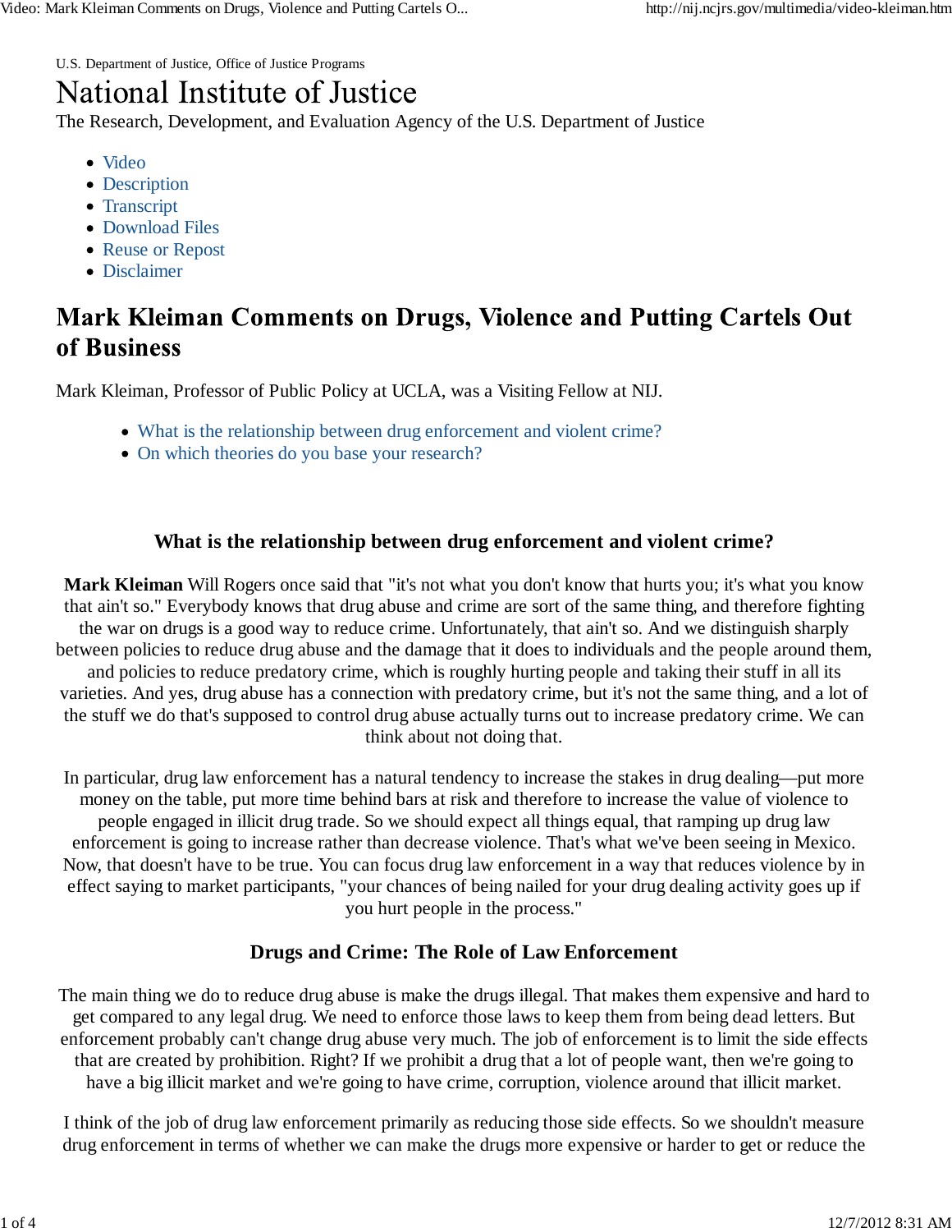U.S. Department of Justice, Office of Justice Programs

# National Institute of Justice

The Research, Development, and Evaluation Agency of the U.S. Department of Justice

- Video
- Description
- Transcript
- Download Files
- Reuse or Repost
- Disclaimer

## Mark Kleiman Comments on Drugs, Violence and Putting Cartels Out of Business

Mark Kleiman, Professor of Public Policy at UCLA, was a Visiting Fellow at NIJ.

- What is the relationship between drug enforcement and violent crime?
- On which theories do you base your research?

### What is the relationship between drug enforcement and violent crime?

**Mark Kleiman** Will Rogers once said that "it's not what you don't know that hurts you; it's what you know that ain't so." Everybody knows that drug abuse and crime are sort of the same thing, and therefore fighting the war on drugs is a good way to reduce crime. Unfortunately, that ain't so. And we distinguish sharply between policies to reduce drug abuse and the damage that it does to individuals and the people around them, and policies to reduce predatory crime, which is roughly hurting people and taking their stuff in all its varieties. And yes, drug abuse has a connection with predatory crime, but it's not the same thing, and a lot of the stuff we do that's supposed to control drug abuse actually turns out to increase predatory crime. We can think about not doing that.

In particular, drug law enforcement has a natural tendency to increase the stakes in drug dealing—put more money on the table, put more time behind bars at risk and therefore to increase the value of violence to people engaged in illicit drug trade. So we should expect all things equal, that ramping up drug law enforcement is going to increase rather than decrease violence. That's what we've been seeing in Mexico. Now, that doesn't have to be true. You can focus drug law enforcement in a way that reduces violence by in effect saying to market participants, "your chances of being nailed for your drug dealing activity goes up if you hurt people in the process."

### Drugs and Crime: The Role of Law Enforcement

The main thing we do to reduce drug abuse is make the drugs illegal. That makes them expensive and hard to get compared to any legal drug. We need to enforce those laws to keep them from being dead letters. But enforcement probably can't change drug abuse very much. The job of enforcement is to limit the side effects that are created by prohibition. Right? If we prohibit a drug that a lot of people want, then we're going to have a big illicit market and we're going to have crime, corruption, violence around that illicit market.

I think of the job of drug law enforcement primarily as reducing those side effects. So we shouldn't measure drug enforcement in terms of whether we can make the drugs more expensive or harder to get or reduce the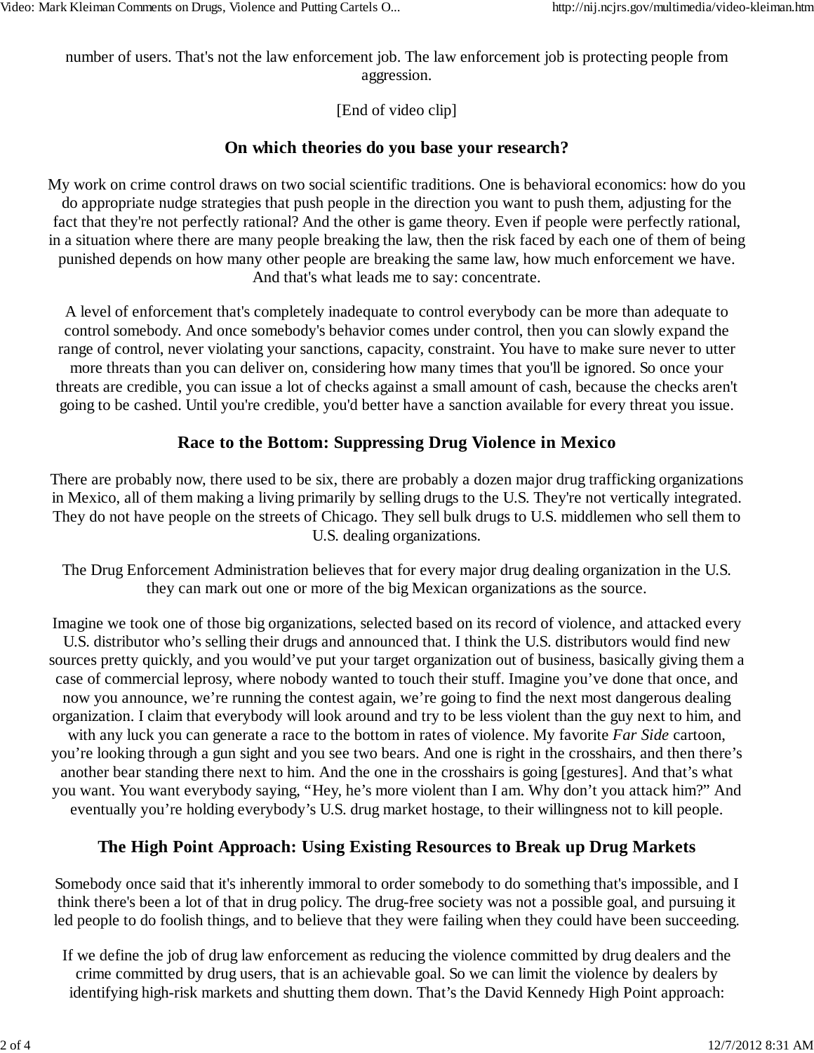number of users. That's not the law enforcement job. The law enforcement job is protecting people from aggression.

[End of video clip]

## On which theories do you base your research?

My work on crime control draws on two social scientific traditions. One is behavioral economics: how do you do appropriate nudge strategies that push people in the direction you want to push them, adjusting for the fact that they're not perfectly rational? And the other is game theory. Even if people were perfectly rational, in a situation where there are many people breaking the law, then the risk faced by each one of them of being punished depends on how many other people are breaking the same law, how much enforcement we have. And that's what leads me to say: concentrate.

A level of enforcement that's completely inadequate to control everybody can be more than adequate to control somebody. And once somebody's behavior comes under control, then you can slowly expand the range of control, never violating your sanctions, capacity, constraint. You have to make sure never to utter more threats than you can deliver on, considering how many times that you'll be ignored. So once your threats are credible, you can issue a lot of checks against a small amount of cash, because the checks aren't going to be cashed. Until you're credible, you'd better have a sanction available for every threat you issue.

## Race to the Bottom: Suppressing Drug Violence in Mexico

There are probably now, there used to be six, there are probably a dozen major drug trafficking organizations in Mexico, all of them making a living primarily by selling drugs to the U.S. They're not vertically integrated. They do not have people on the streets of Chicago. They sell bulk drugs to U.S. middlemen who sell them to U.S. dealing organizations.

The Drug Enforcement Administration believes that for every major drug dealing organization in the U.S. they can mark out one or more of the big Mexican organizations as the source.

Imagine we took one of those big organizations, selected based on its record of violence, and attacked every U.S. distributor who's selling their drugs and announced that. I think the U.S. distributors would find new sources pretty quickly, and you would've put your target organization out of business, basically giving them a case of commercial leprosy, where nobody wanted to touch their stuff. Imagine you've done that once, and now you announce, we're running the contest again, we're going to find the next most dangerous dealing organization. I claim that everybody will look around and try to be less violent than the guy next to him, and with any luck you can generate a race to the bottom in rates of violence. My favorite *Far Side* cartoon, you're looking through a gun sight and you see two bears. And one is right in the crosshairs, and then there's another bear standing there next to him. And the one in the crosshairs is going [gestures]. And that's what you want. You want everybody saying, "Hey, he's more violent than I am. Why don't you attack him?" And eventually you're holding everybody's U.S. drug market hostage, to their willingness not to kill people.

## The High Point Approach: Using Existing Resources to Break up Drug Markets

Somebody once said that it's inherently immoral to order somebody to do something that's impossible, and I think there's been a lot of that in drug policy. The drug-free society was not a possible goal, and pursuing it led people to do foolish things, and to believe that they were failing when they could have been succeeding.

If we define the job of drug law enforcement as reducing the violence committed by drug dealers and the crime committed by drug users, that is an achievable goal. So we can limit the violence by dealers by identifying high-risk markets and shutting them down. That's the David Kennedy High Point approach: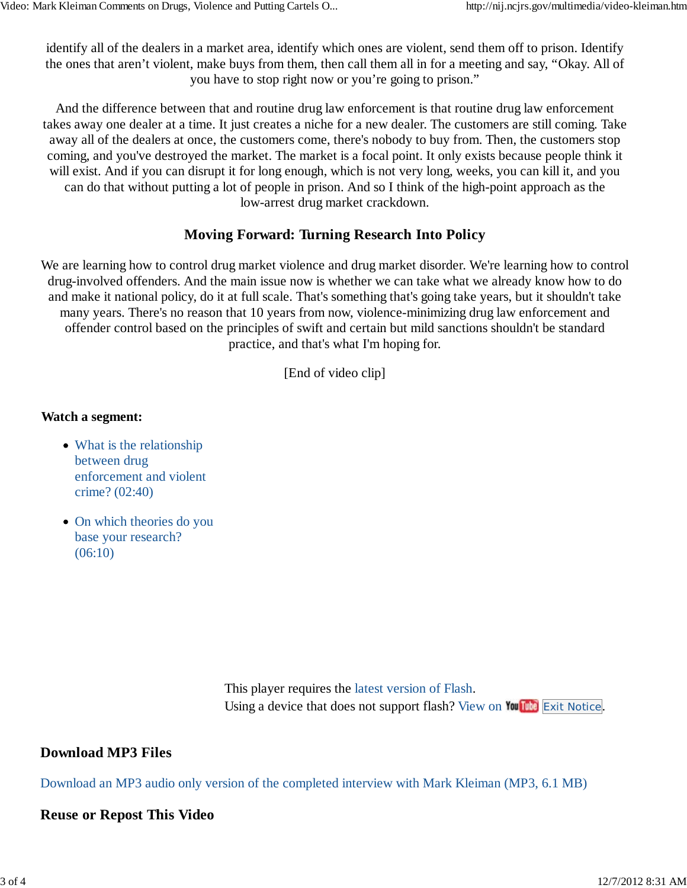identify all of the dealers in a market area, identify which ones are violent, send them off to prison. Identify the ones that aren't violent, make buys from them, then call them all in for a meeting and say, "Okay. All of you have to stop right now or you're going to prison."

And the difference between that and routine drug law enforcement is that routine drug law enforcement takes away one dealer at a time. It just creates a niche for a new dealer. The customers are still coming. Take away all of the dealers at once, the customers come, there's nobody to buy from. Then, the customers stop coming, and you've destroyed the market. The market is a focal point. It only exists because people think it will exist. And if you can disrupt it for long enough, which is not very long, weeks, you can kill it, and you can do that without putting a lot of people in prison. And so I think of the high-point approach as the low-arrest drug market crackdown.

## Moving Forward: Turning Research Into Policy

We are learning how to control drug market violence and drug market disorder. We're learning how to control drug-involved offenders. And the main issue now is whether we can take what we already know how to do and make it national policy, do it at full scale. That's something that's going take years, but it shouldn't take many years. There's no reason that 10 years from now, violence-minimizing drug law enforcement and offender control based on the principles of swift and certain but mild sanctions shouldn't be standard practice, and that's what I'm hoping for.

[End of video clip]

**Watch a segment:**

- What is the relationship between drug enforcement and violent crime? (02:40)
- On which theories do you base your research? (06:10)

This player requires the latest version of Flash.
Using a device that does not support flash? View on YouTube Exit Notice.

### Download MP3 Files

Download an MP3 audio only version of the completed interview with Mark Kleiman (MP3, 6.1 MB)

### Reuse or Repost This Video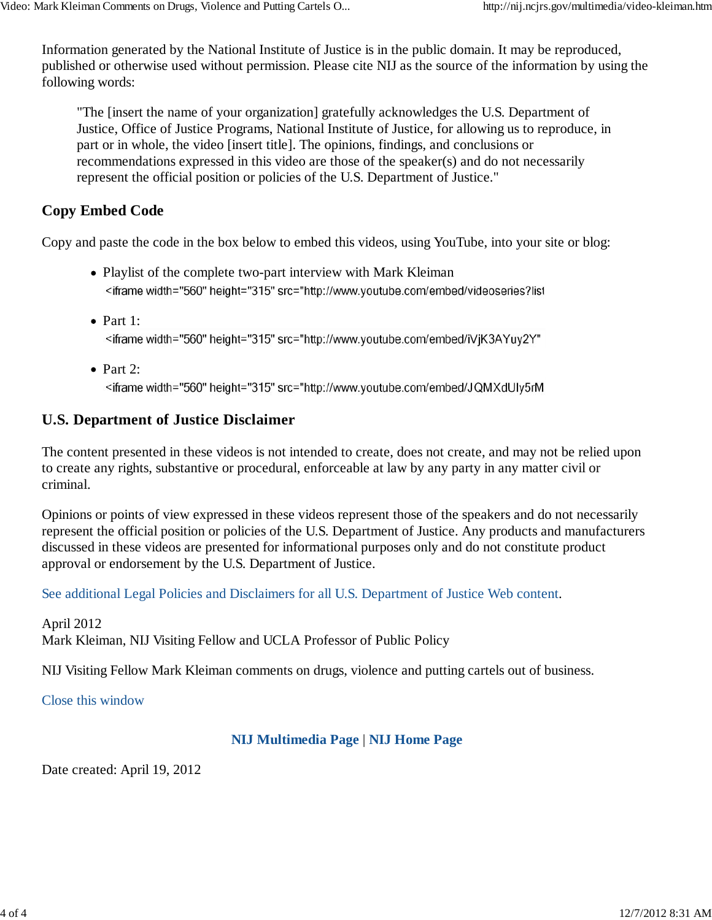Information generated by the National Institute of Justice is in the public domain. It may be reproduced, published or otherwise used without permission. Please cite NIJ as the source of the information by using the following words:

> "The [insert the name of your organization] gratefully acknowledges the U.S. Department of Justice, Office of Justice Programs, National Institute of Justice, for allowing us to reproduce, in part or in whole, the video [insert title]. The opinions, findings, and conclusions or recommendations expressed in this video are those of the speaker(s) and do not necessarily represent the official position or policies of the U.S. Department of Justice."

### Copy Embed Code

Copy and paste the code in the box below to embed this videos, using YouTube, into your site or blog:

- Playlist of the complete two-part interview with Mark Kleiman
  ```
  <iframe width="560" height="315" src="http://www.youtube.com/embed/videoseries?list
  ```
- Part 1:
  ```
  <iframe width="560" height="315" src="http://www.youtube.com/embed/iVjK3AYuy2Y"
  ```
- Part 2:
  ```
  <iframe width="560" height="315" src="http://www.youtube.com/embed/JQMXdUly5rM
  ```

### U.S. Department of Justice Disclaimer

The content presented in these videos is not intended to create, does not create, and may not be relied upon to create any rights, substantive or procedural, enforceable at law by any party in any matter civil or criminal.

Opinions or points of view expressed in these videos represent those of the speakers and do not necessarily represent the official position or policies of the U.S. Department of Justice. Any products and manufacturers discussed in these videos are presented for informational purposes only and do not constitute product approval or endorsement by the U.S. Department of Justice.

See additional Legal Policies and Disclaimers for all U.S. Department of Justice Web content.

April 2012
Mark Kleiman, NIJ Visiting Fellow and UCLA Professor of Public Policy

NIJ Visiting Fellow Mark Kleiman comments on drugs, violence and putting cartels out of business.

Close this window

**NIJ Multimedia Page** | **NIJ Home Page**

Date created: April 19, 2012